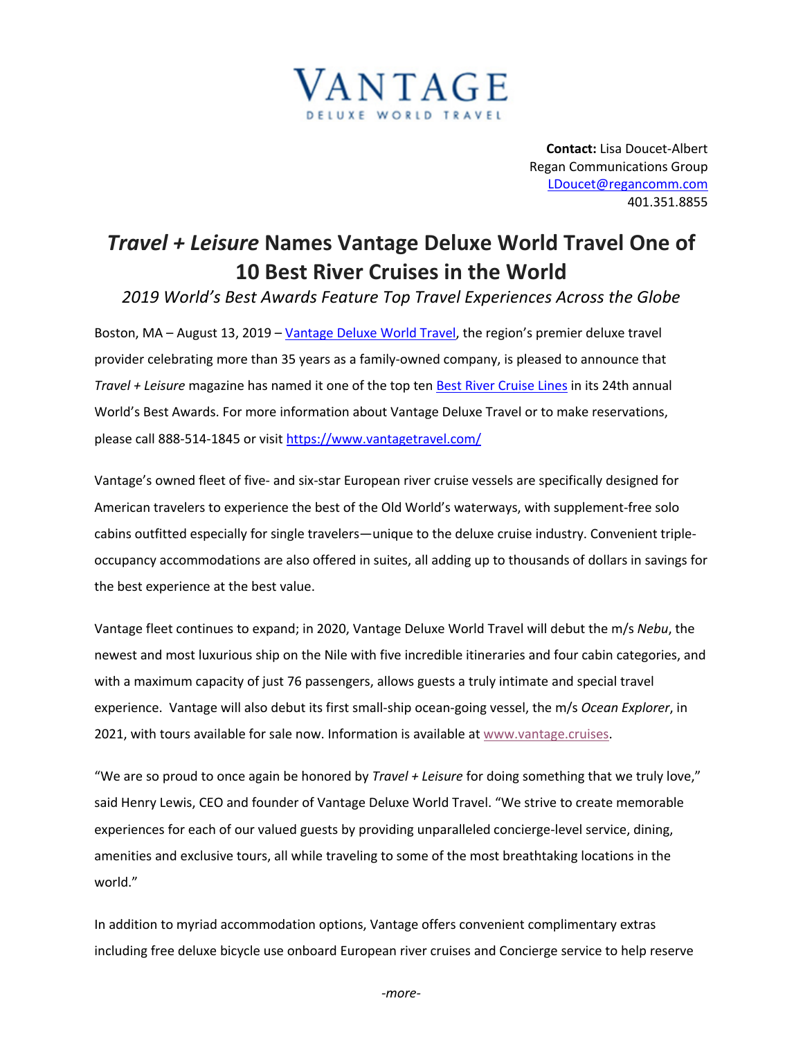VANTAGE
DELUXE WORLD TRAVEL

**Contact:** Lisa Doucet-Albert
Regan Communications Group
LDoucet@regancomm.com
401.351.8855

# *Travel + Leisure* Names Vantage Deluxe World Travel One of 10 Best River Cruises in the World

*2019 World's Best Awards Feature Top Travel Experiences Across the Globe*

Boston, MA – August 13, 2019 – Vantage Deluxe World Travel, the region's premier deluxe travel provider celebrating more than 35 years as a family-owned company, is pleased to announce that *Travel + Leisure* magazine has named it one of the top ten Best River Cruise Lines in its 24th annual World's Best Awards. For more information about Vantage Deluxe Travel or to make reservations, please call 888-514-1845 or visit https://www.vantagetravel.com/

Vantage's owned fleet of five- and six-star European river cruise vessels are specifically designed for American travelers to experience the best of the Old World's waterways, with supplement-free solo cabins outfitted especially for single travelers—unique to the deluxe cruise industry. Convenient triple-occupancy accommodations are also offered in suites, all adding up to thousands of dollars in savings for the best experience at the best value.

Vantage fleet continues to expand; in 2020, Vantage Deluxe World Travel will debut the m/s *Nebu*, the newest and most luxurious ship on the Nile with five incredible itineraries and four cabin categories, and with a maximum capacity of just 76 passengers, allows guests a truly intimate and special travel experience. Vantage will also debut its first small-ship ocean-going vessel, the m/s *Ocean Explorer*, in 2021, with tours available for sale now. Information is available at www.vantage.cruises.

"We are so proud to once again be honored by *Travel + Leisure* for doing something that we truly love," said Henry Lewis, CEO and founder of Vantage Deluxe World Travel. "We strive to create memorable experiences for each of our valued guests by providing unparalleled concierge-level service, dining, amenities and exclusive tours, all while traveling to some of the most breathtaking locations in the world."

In addition to myriad accommodation options, Vantage offers convenient complimentary extras including free deluxe bicycle use onboard European river cruises and Concierge service to help reserve

*-more-*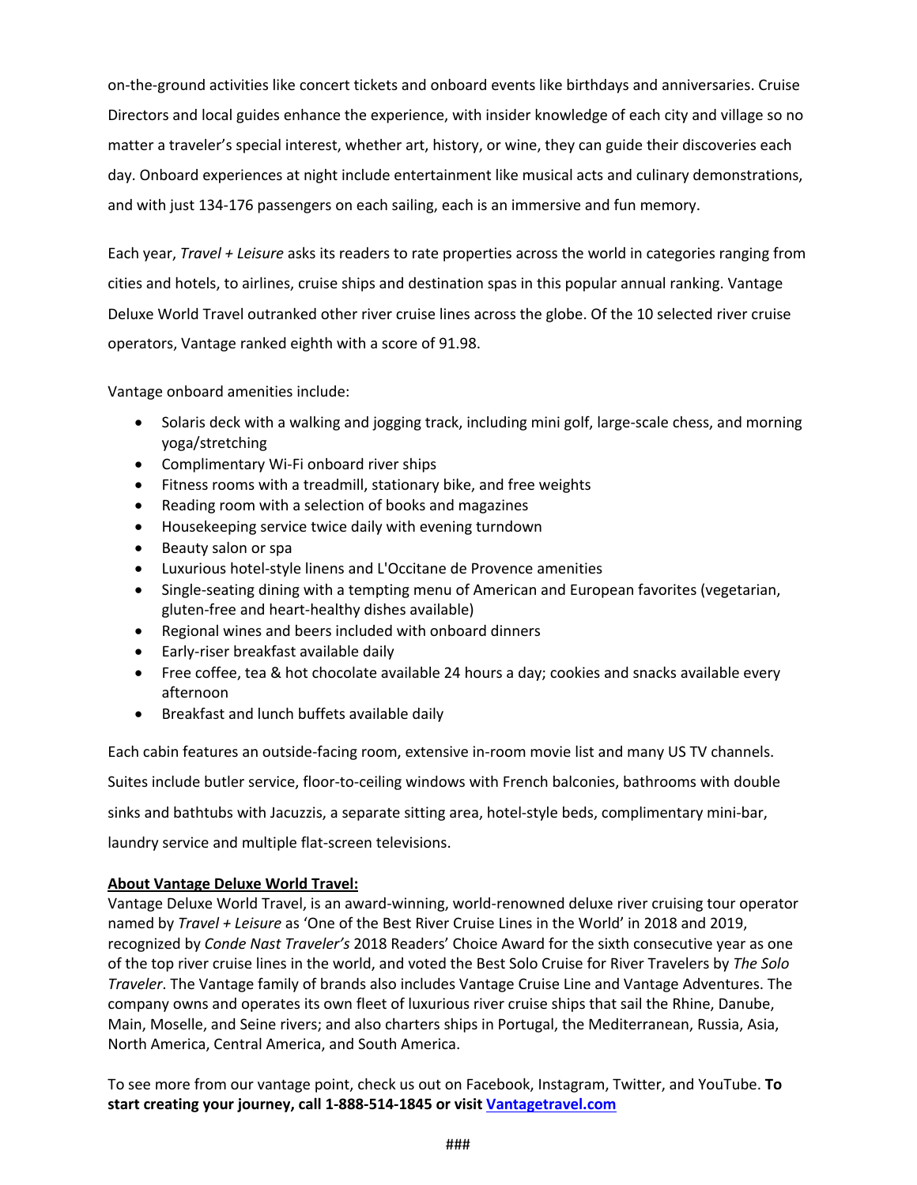on-the-ground activities like concert tickets and onboard events like birthdays and anniversaries. Cruise Directors and local guides enhance the experience, with insider knowledge of each city and village so no matter a traveler's special interest, whether art, history, or wine, they can guide their discoveries each day. Onboard experiences at night include entertainment like musical acts and culinary demonstrations, and with just 134-176 passengers on each sailing, each is an immersive and fun memory.

Each year, *Travel + Leisure* asks its readers to rate properties across the world in categories ranging from cities and hotels, to airlines, cruise ships and destination spas in this popular annual ranking. Vantage Deluxe World Travel outranked other river cruise lines across the globe. Of the 10 selected river cruise operators, Vantage ranked eighth with a score of 91.98.

Vantage onboard amenities include:

- Solaris deck with a walking and jogging track, including mini golf, large-scale chess, and morning yoga/stretching
- Complimentary Wi-Fi onboard river ships
- Fitness rooms with a treadmill, stationary bike, and free weights
- Reading room with a selection of books and magazines
- Housekeeping service twice daily with evening turndown
- Beauty salon or spa
- Luxurious hotel-style linens and L'Occitane de Provence amenities
- Single-seating dining with a tempting menu of American and European favorites (vegetarian, gluten-free and heart-healthy dishes available)
- Regional wines and beers included with onboard dinners
- Early-riser breakfast available daily
- Free coffee, tea & hot chocolate available 24 hours a day; cookies and snacks available every afternoon
- Breakfast and lunch buffets available daily

Each cabin features an outside-facing room, extensive in-room movie list and many US TV channels. Suites include butler service, floor-to-ceiling windows with French balconies, bathrooms with double sinks and bathtubs with Jacuzzis, a separate sitting area, hotel-style beds, complimentary mini-bar, laundry service and multiple flat-screen televisions.

**About Vantage Deluxe World Travel:**

Vantage Deluxe World Travel, is an award-winning, world-renowned deluxe river cruising tour operator named by *Travel + Leisure* as 'One of the Best River Cruise Lines in the World' in 2018 and 2019, recognized by *Conde Nast Traveler's* 2018 Readers' Choice Award for the sixth consecutive year as one of the top river cruise lines in the world, and voted the Best Solo Cruise for River Travelers by *The Solo Traveler*. The Vantage family of brands also includes Vantage Cruise Line and Vantage Adventures. The company owns and operates its own fleet of luxurious river cruise ships that sail the Rhine, Danube, Main, Moselle, and Seine rivers; and also charters ships in Portugal, the Mediterranean, Russia, Asia, North America, Central America, and South America.

To see more from our vantage point, check us out on Facebook, Instagram, Twitter, and YouTube. **To start creating your journey, call 1-888-514-1845 or visit [Vantagetravel.com](Vantagetravel.com)**

###